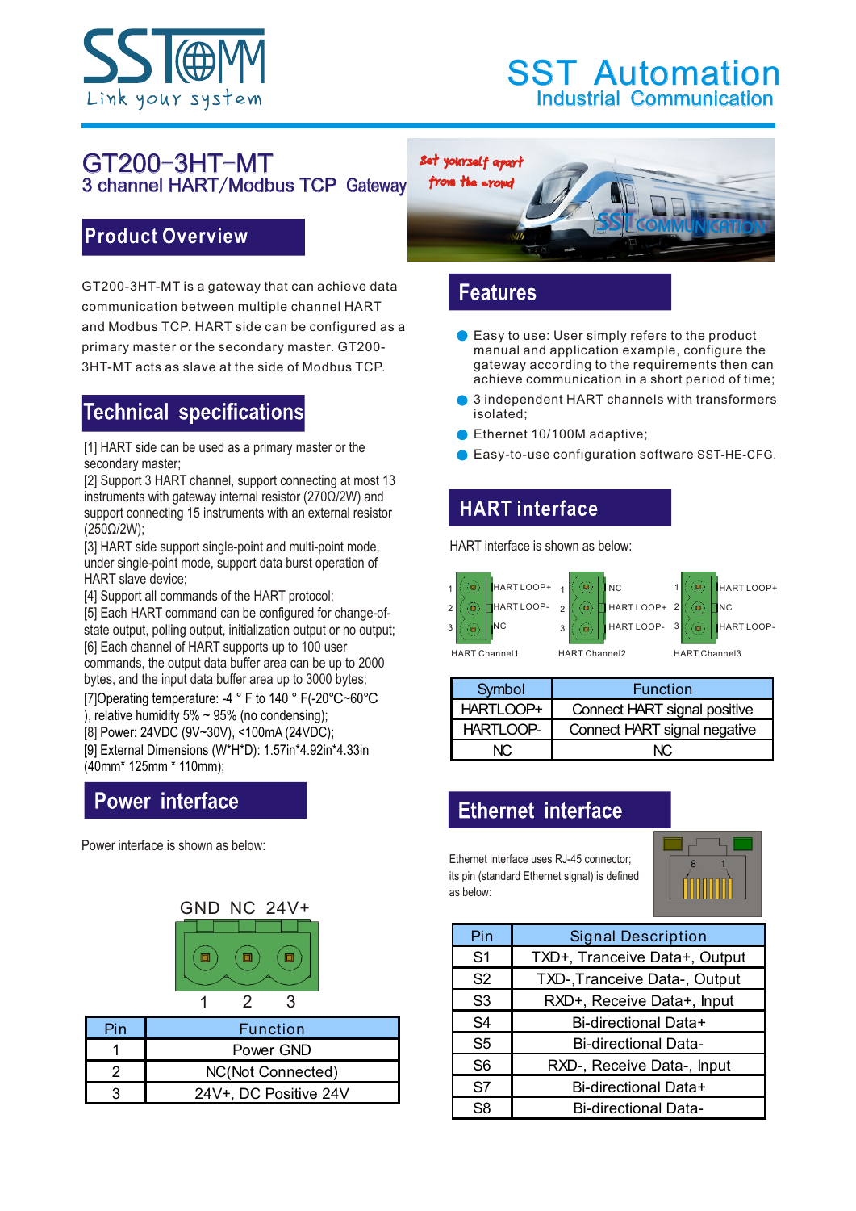# GT200-3HT-MT

3 channel HART/Modbus TCP Gateway

## Product Overview

GT200-3HT-MT is a gateway that can achieve data communication between multiple channel HART and Modbus TCP. HART side can be configured as a primary master or the secondary master. GT200-3HT-MT acts as slave at the side of Modbus TCP.

## Technical specifications

[1] HART side can be used as a primary master or the secondary master;
[2] Support 3 HART channel, support connecting at most 13 instruments with gateway internal resistor (270Ω/2W) and support connecting 15 instruments with an external resistor (250Ω/2W);
[3] HART side support single-point and multi-point mode, under single-point mode, support data burst operation of HART slave device;
[4] Support all commands of the HART protocol;
[5] Each HART command can be configured for change-of-state output, polling output, initialization output or no output;
[6] Each channel of HART supports up to 100 user commands, the output data buffer area can be up to 2000 bytes, and the input data buffer area up to 3000 bytes;
[7]Operating temperature: -4 ° F to 140 ° F(-20℃~60℃), relative humidity 5% ~ 95% (no condensing);
[8] Power: 24VDC (9V~30V), <100mA (24VDC);
[9] External Dimensions (W*H*D): 1.57in*4.92in*4.33in (40mm* 125mm * 110mm);

## Power interface

Power interface is shown as below:

GND NC 24V+

1 2 3

| Pin | Function |
|---|---|
| 1 | Power GND |
| 2 | NC(Not Connected) |
| 3 | 24V+, DC Positive 24V |

## Features

- Easy to use: User simply refers to the product manual and application example, configure the gateway according to the requirements then can achieve communication in a short period of time;
- 3 independent HART channels with transformers isolated;
- Ethernet 10/100M adaptive;
- Easy-to-use configuration software SST-HE-CFG.

## HART interface

HART interface is shown as below:

HART Channel1: 1 HART LOOP+, 2 HART LOOP-, 3 NC

HART Channel2: 1 NC, 2 HART LOOP+, 3 HART LOOP-

HART Channel3: 1 HART LOOP+, 2 NC, 3 HART LOOP-

| Symbol | Function |
|---|---|
| HARTLOOP+ | Connect HART signal positive |
| HARTLOOP- | Connect HART signal negative |
| NC | NC |

## Ethernet interface

Ethernet interface uses RJ-45 connector; its pin (standard Ethernet signal) is defined as below:

| Pin | Signal Description |
|---|---|
| S1 | TXD+, Tranceive Data+, Output |
| S2 | TXD-,Tranceive Data-, Output |
| S3 | RXD+, Receive Data+, Input |
| S4 | Bi-directional Data+ |
| S5 | Bi-directional Data- |
| S6 | RXD-, Receive Data-, Input |
| S7 | Bi-directional Data+ |
| S8 | Bi-directional Data- |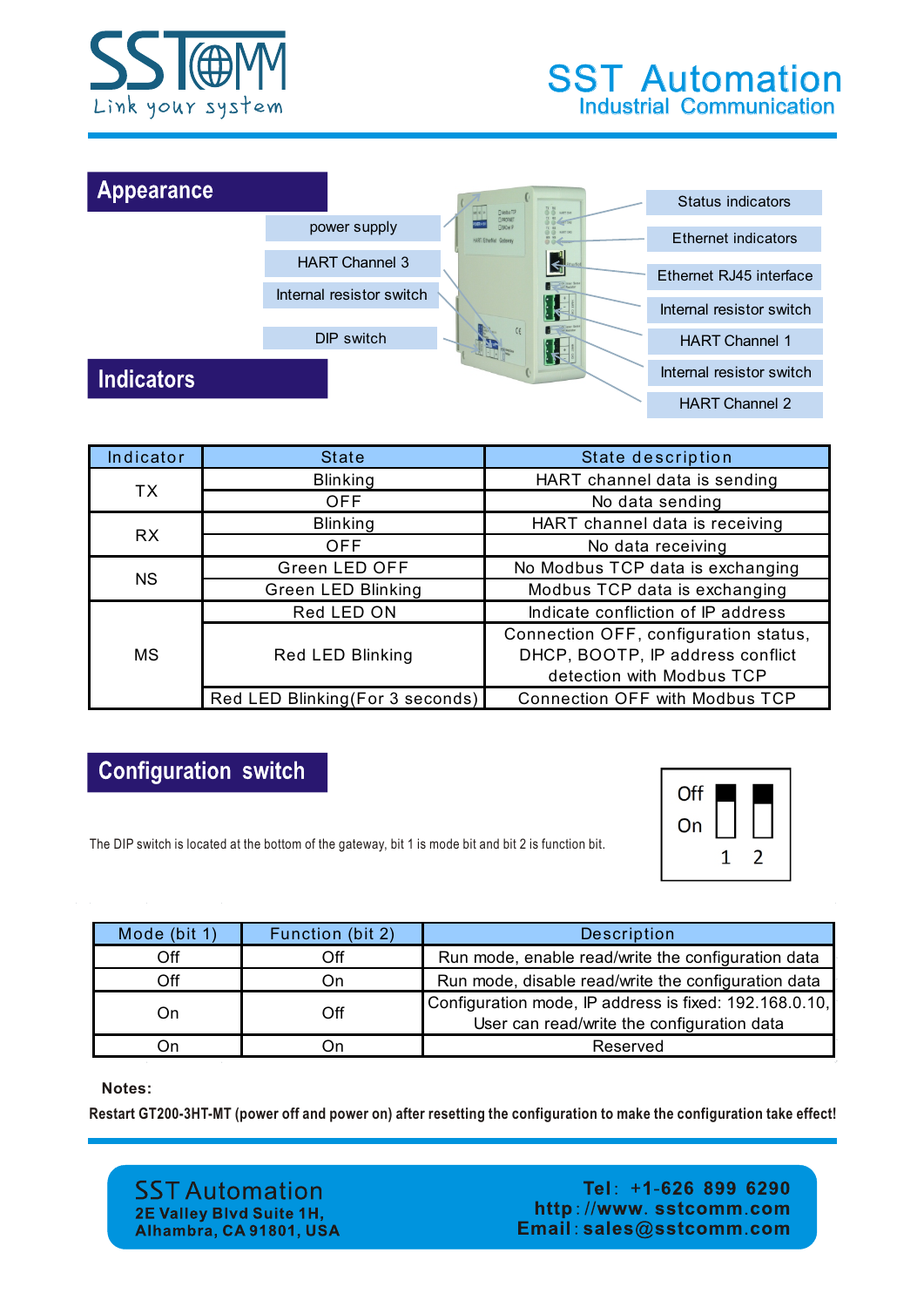## Appearance

power supply

HART Channel 3

Internal resistor switch

DIP switch

Status indicators

Ethernet indicators

Ethernet RJ45 interface

Internal resistor switch

HART Channel 1

Internal resistor switch

HART Channel 2

## Indicators

| Indicator | State | State description |
|---|---|---|
| TX | Blinking | HART channel data is sending |
| | OFF | No data sending |
| RX | Blinking | HART channel data is receiving |
| | OFF | No data receiving |
| NS | Green LED OFF | No Modbus TCP data is exchanging |
| | Green LED Blinking | Modbus TCP data is exchanging |
| MS | Red LED ON | Indicate confliction of IP address |
| | Red LED Blinking | Connection OFF, configuration status, DHCP, BOOTP, IP address conflict detection with Modbus TCP |
| | Red LED Blinking(For 3 seconds) | Connection OFF with Modbus TCP |

## Configuration switch

The DIP switch is located at the bottom of the gateway, bit 1 is mode bit and bit 2 is function bit.

Off
On
1 2

| Mode (bit 1) | Function (bit 2) | Description |
|---|---|---|
| Off | Off | Run mode, enable read/write the configuration data |
| Off | On | Run mode, disable read/write the configuration data |
| On | Off | Configuration mode, IP address is fixed: 192.168.0.10, User can read/write the configuration data |
| On | On | Reserved |

**Notes:**

**Restart GT200-3HT-MT (power off and power on) after resetting the configuration to make the configuration take effect!**

SST Automation
2E Valley Blvd Suite 1H,
Alhambra, CA 91801, USA

Tel: +1-626 899 6290
http://www. sstcomm.com
Email: sales@sstcomm.com